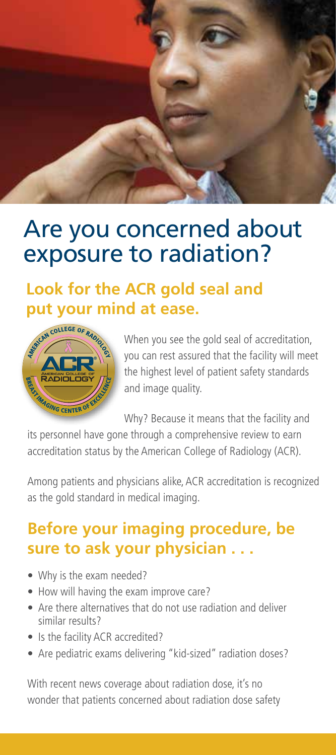# Are you concerned about exposure to radiation?

## Look for the ACR gold seal and put your mind at ease.

When you see the gold seal of accreditation, you can rest assured that the facility will meet the highest level of patient safety standards and image quality.

Why? Because it means that the facility and its personnel have gone through a comprehensive review to earn accreditation status by the American College of Radiology (ACR).

Among patients and physicians alike, ACR accreditation is recognized as the gold standard in medical imaging.

## Before your imaging procedure, be sure to ask your physician . . .

- Why is the exam needed?
- How will having the exam improve care?
- Are there alternatives that do not use radiation and deliver similar results?
- Is the facility ACR accredited?
- Are pediatric exams delivering "kid-sized" radiation doses?

With recent news coverage about radiation dose, it's no wonder that patients concerned about radiation dose safety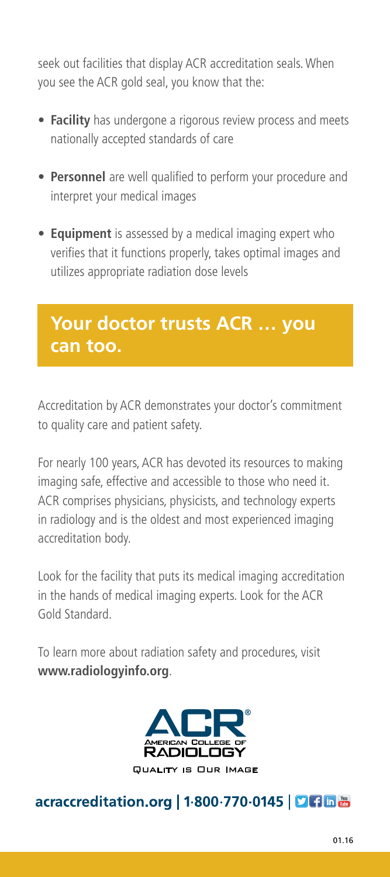seek out facilities that display ACR accreditation seals. When you see the ACR gold seal, you know that the:

- **Facility** has undergone a rigorous review process and meets nationally accepted standards of care
- **Personnel** are well qualified to perform your procedure and interpret your medical images
- **Equipment** is assessed by a medical imaging expert who verifies that it functions properly, takes optimal images and utilizes appropriate radiation dose levels

## Your doctor trusts ACR … you can too.

Accreditation by ACR demonstrates your doctor's commitment to quality care and patient safety.

For nearly 100 years, ACR has devoted its resources to making imaging safe, effective and accessible to those who need it. ACR comprises physicians, physicists, and technology experts in radiology and is the oldest and most experienced imaging accreditation body.

Look for the facility that puts its medical imaging accreditation in the hands of medical imaging experts. Look for the ACR Gold Standard.

To learn more about radiation safety and procedures, visit **www.radiologyinfo.org**.

ACR® American College of Radiology

Quality is Our Image

**acraccreditation.org | 1·800·770·0145 |**

01.16